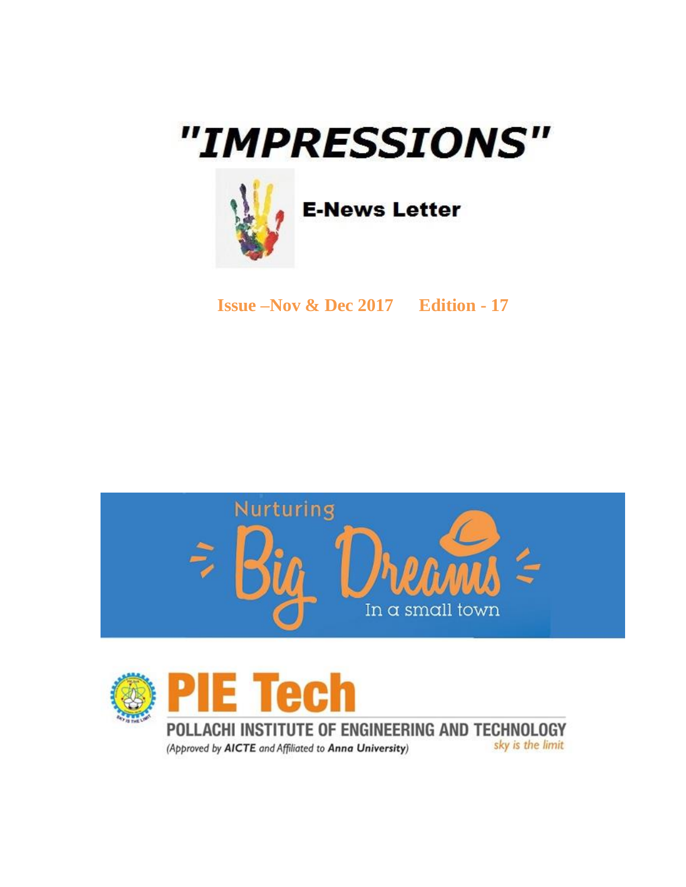# "IMPRESSIONS"

**E-News Letter**

**Issue –Nov & Dec 2017 Edition - 17**

Nurturing

Big Dreams

In a small town

# PIE Tech

POLLACHI INSTITUTE OF ENGINEERING AND TECHNOLOGY

*(Approved by **AICTE** and Affiliated to **Anna University**)*

*sky is the limit*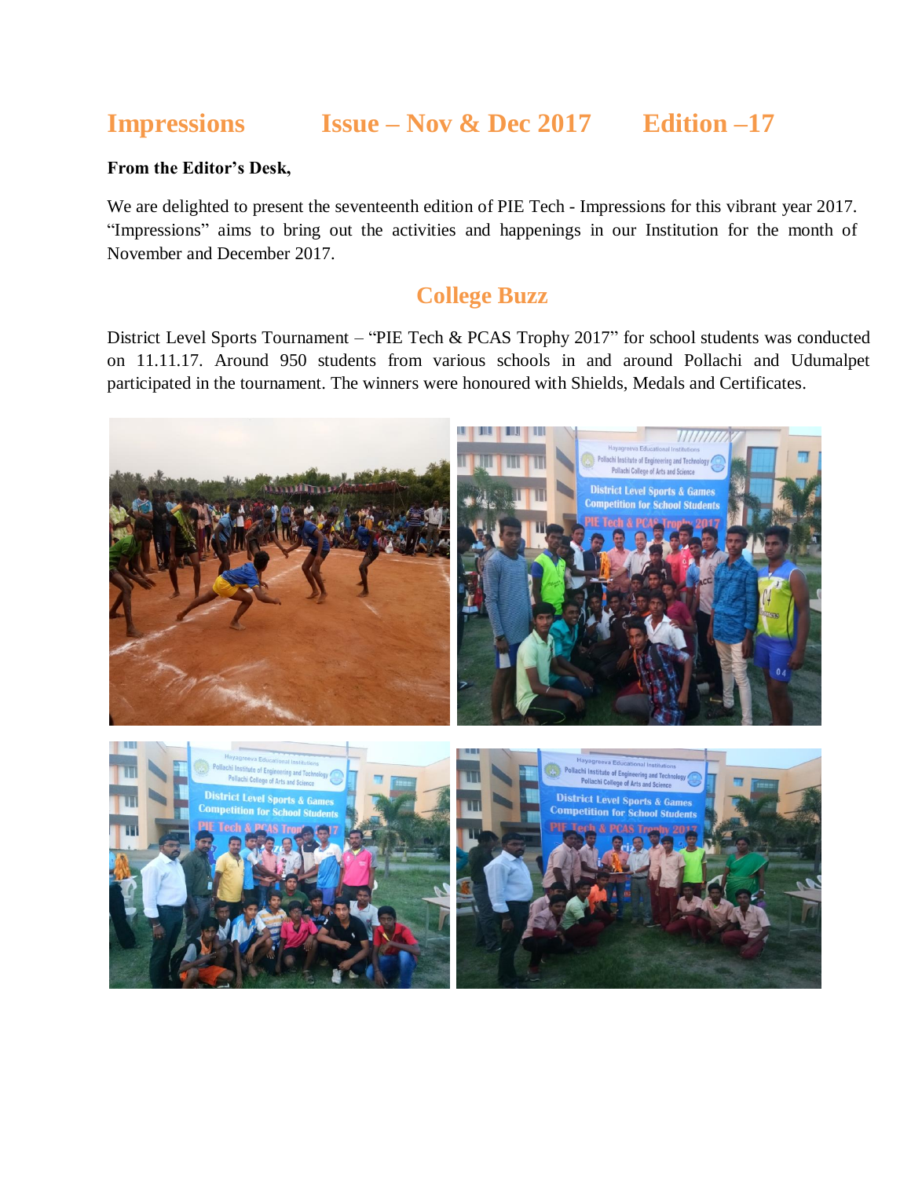# Impressions Issue – Nov & Dec 2017 Edition –17

**From the Editor's Desk,**

We are delighted to present the seventeenth edition of PIE Tech - Impressions for this vibrant year 2017. "Impressions" aims to bring out the activities and happenings in our Institution for the month of November and December 2017.

## College Buzz

District Level Sports Tournament – "PIE Tech & PCAS Trophy 2017" for school students was conducted on 11.11.17. Around 950 students from various schools in and around Pollachi and Udumalpet participated in the tournament. The winners were honoured with Shields, Medals and Certificates.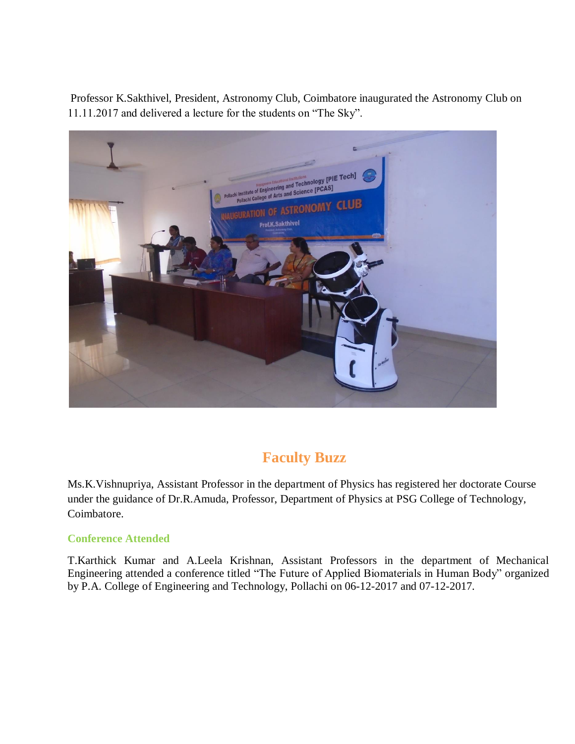Professor K.Sakthivel, President, Astronomy Club, Coimbatore inaugurated the Astronomy Club on 11.11.2017 and delivered a lecture for the students on “The Sky”.

## Faculty Buzz

Ms.K.Vishnupriya, Assistant Professor in the department of Physics has registered her doctorate Course under the guidance of Dr.R.Amuda, Professor, Department of Physics at PSG College of Technology, Coimbatore.

### Conference Attended

T.Karthick Kumar and A.Leela Krishnan, Assistant Professors in the department of Mechanical Engineering attended a conference titled “The Future of Applied Biomaterials in Human Body” organized by P.A. College of Engineering and Technology, Pollachi on 06-12-2017 and 07-12-2017.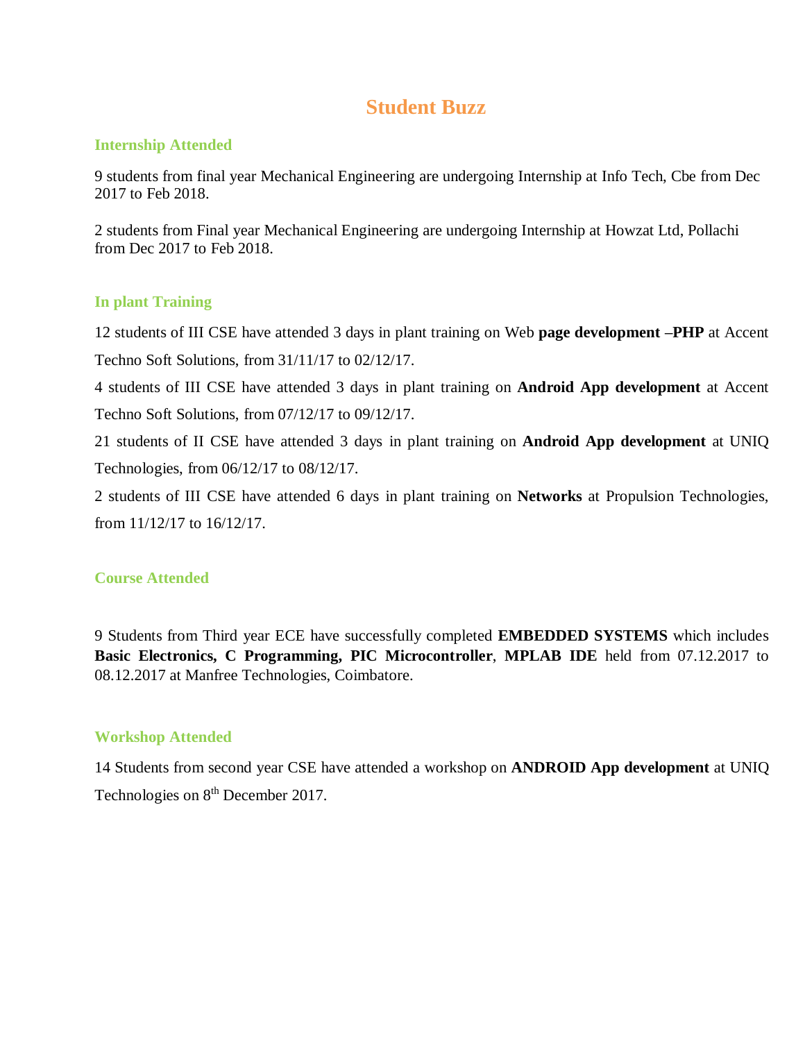# Student Buzz

## Internship Attended

9 students from final year Mechanical Engineering are undergoing Internship at Info Tech, Cbe from Dec 2017 to Feb 2018.

2 students from Final year Mechanical Engineering are undergoing Internship at Howzat Ltd, Pollachi from Dec 2017 to Feb 2018.

## In plant Training

12 students of III CSE have attended 3 days in plant training on Web **page development –PHP** at Accent Techno Soft Solutions, from 31/11/17 to 02/12/17.

4 students of III CSE have attended 3 days in plant training on **Android App development** at Accent Techno Soft Solutions, from 07/12/17 to 09/12/17.

21 students of II CSE have attended 3 days in plant training on **Android App development** at UNIQ Technologies, from 06/12/17 to 08/12/17.

2 students of III CSE have attended 6 days in plant training on **Networks** at Propulsion Technologies, from 11/12/17 to 16/12/17.

## Course Attended

9 Students from Third year ECE have successfully completed **EMBEDDED SYSTEMS** which includes **Basic Electronics, C Programming, PIC Microcontroller**, **MPLAB IDE** held from 07.12.2017 to 08.12.2017 at Manfree Technologies, Coimbatore.

## Workshop Attended

14 Students from second year CSE have attended a workshop on **ANDROID App development** at UNIQ Technologies on 8th December 2017.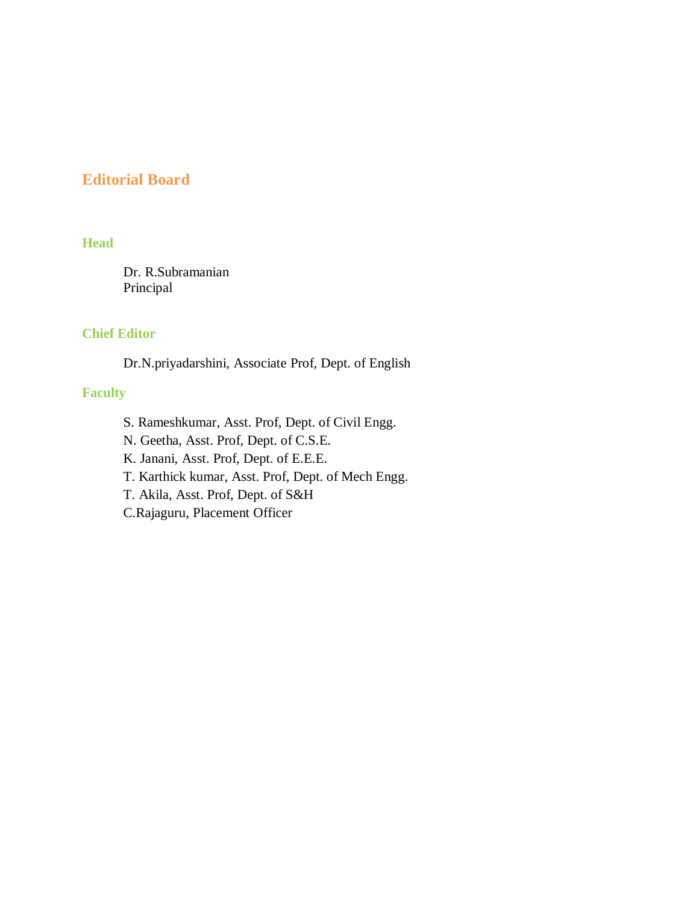## Editorial Board

### Head

Dr. R.Subramanian
Principal

### Chief Editor

Dr.N.priyadarshini, Associate Prof, Dept. of English

### Faculty

S. Rameshkumar, Asst. Prof, Dept. of Civil Engg.
N. Geetha, Asst. Prof, Dept. of C.S.E.
K. Janani, Asst. Prof, Dept. of E.E.E.
T. Karthick kumar, Asst. Prof, Dept. of Mech Engg.
T. Akila, Asst. Prof, Dept. of S&H
C.Rajaguru, Placement Officer